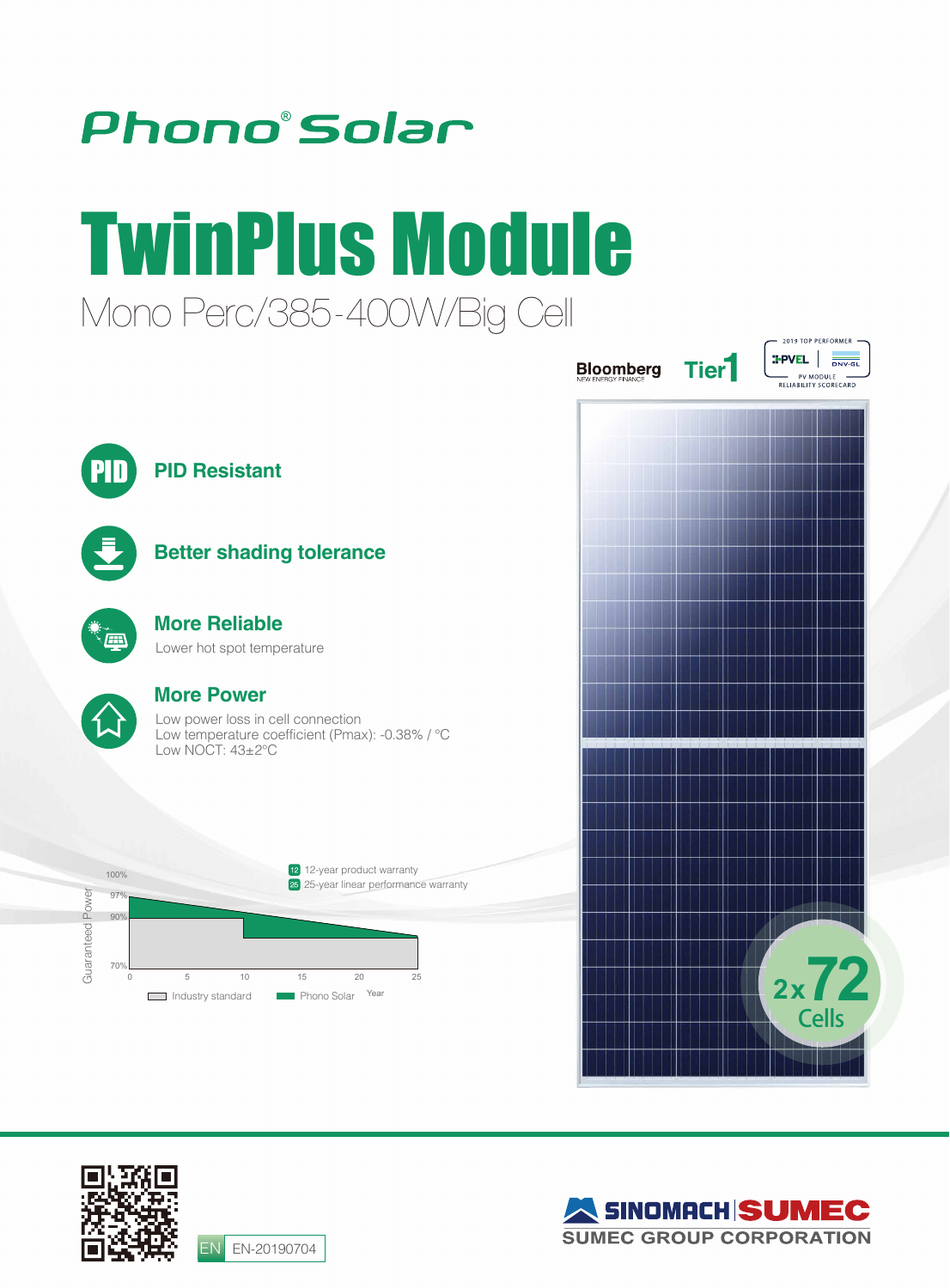# Phono® Solar

# TwinPlus Module

## Mono Perc/385-400W/Big Cell

Bloomberg NEW ENERGY FINANCE Tier1

2019 TOP PERFORMER PVEL DNV-GL PV MODULE RELIABILITY SCORECARD

### PID Resistant

### Better shading tolerance

### More Reliable

Lower hot spot temperature

### More Power

Low power loss in cell connection
Low temperature coefficient (Pmax): -0.38% / °C
Low NOCT: 43±2°C

12-year product warranty
25-year linear performance warranty

Guaranteed Power: 100%, 97%, 90%, 70%
Year: 0, 5, 10, 15, 20, 25

Industry standard | Phono Solar

2x72 Cells

EN EN-20190704

SINOMACH SUMEC
SUMEC GROUP CORPORATION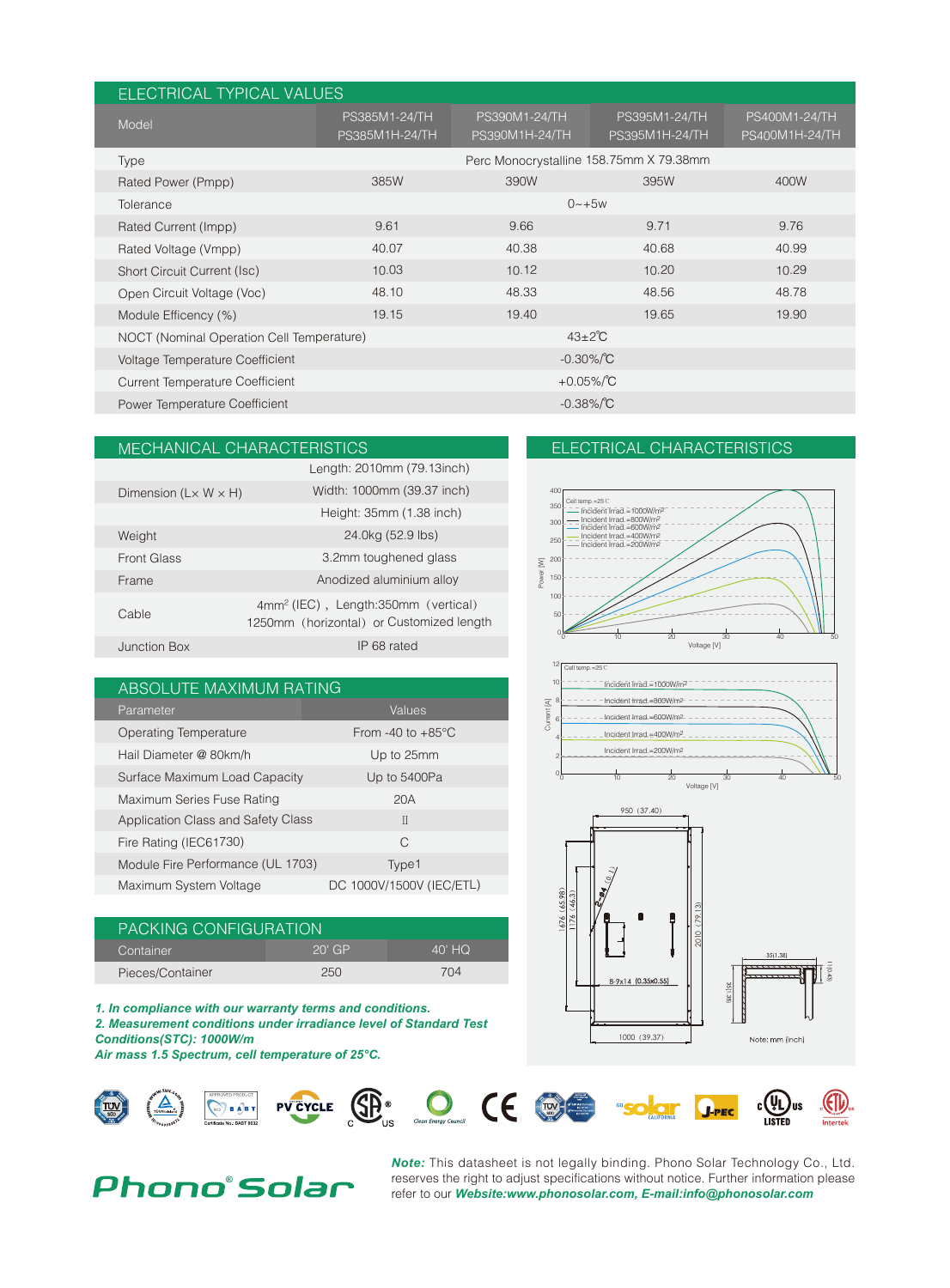## ELECTRICAL TYPICAL VALUES

| Model | PS385M1-24/TH PS385M1H-24/TH | PS390M1-24/TH PS390M1H-24/TH | PS395M1-24/TH PS395M1H-24/TH | PS400M1-24/TH PS400M1H-24/TH |
|---|---|---|---|---|
| Type | Perc Monocrystalline 158.75mm X 79.38mm | | | |
| Rated Power (Pmpp) | 385W | 390W | 395W | 400W |
| Tolerance | 0~+5w | | | |
| Rated Current (Impp) | 9.61 | 9.66 | 9.71 | 9.76 |
| Rated Voltage (Vmpp) | 40.07 | 40.38 | 40.68 | 40.99 |
| Short Circuit Current (Isc) | 10.03 | 10.12 | 10.20 | 10.29 |
| Open Circuit Voltage (Voc) | 48.10 | 48.33 | 48.56 | 48.78 |
| Module Efficency (%) | 19.15 | 19.40 | 19.65 | 19.90 |
| NOCT (Nominal Operation Cell Temperature) | 43±2℃ | | | |
| Voltage Temperature Coefficient | -0.30%/℃ | | | |
| Current Temperature Coefficient | +0.05%/℃ | | | |
| Power Temperature Coefficient | -0.38%/℃ | | | |

## MECHANICAL CHARACTERISTICS

| | |
|---|---|
| Dimension (L× W × H) | Length: 2010mm (79.13inch) Width: 1000mm (39.37 inch) Height: 35mm (1.38 inch) |
| Weight | 24.0kg (52.9 lbs) |
| Front Glass | 3.2mm toughened glass |
| Frame | Anodized aluminium alloy |
| Cable | 4mm² (IEC)， Length:350mm（vertical）1250mm（horizontal）or Customized length |
| Junction Box | IP 68 rated |

## ABSOLUTE MAXIMUM RATING

| Parameter | Values |
|---|---|
| Operating Temperature | From -40 to +85°C |
| Hail Diameter @ 80km/h | Up to 25mm |
| Surface Maximum Load Capacity | Up to 5400Pa |
| Maximum Series Fuse Rating | 20A |
| Application Class and Safety Class | II |
| Fire Rating (IEC61730) | C |
| Module Fire Performance (UL 1703) | Type1 |
| Maximum System Voltage | DC 1000V/1500V (IEC/ETL) |

## PACKING CONFIGURATION

| Container | 20' GP | 40' HQ |
|---|---|---|
| Pieces/Container | 250 | 704 |

***1. In compliance with our warranty terms and conditions.***
***2. Measurement conditions under irradiance level of Standard Test Conditions(STC): 1000W/m***
***Air mass 1.5 Spectrum, cell temperature of 25°C.***

## ELECTRICAL CHARACTERISTICS

Cell temp.=25℃
Incident Irrad.=1000W/m²
Incident Irrad.=800W/m²
Incident Irrad.=600W/m²
Incident Irrad.=400W/m²
Incident Irrad.=200W/m²
Power [W]
Voltage [V]

Cell temp.=25℃
Incident Irrad.=1000W/m²
Incident Irrad.=800W/m²
Incident Irrad.=600W/m²
Incident Irrad.=400W/m²
Incident Irrad.=200W/m²
Current [A]
Voltage [V]

950 (37.40)
1676 (65.98)
1176 (46.3)
2-Φ4 (0.1)
2010 (79.13)
8-9x14 (0.35x0.55)
1000 (39.37)
35(1.38)
35(1.38)
11(0.43)
Note: mm (inch)

Phono® Solar

***Note:*** This datasheet is not legally binding. Phono Solar Technology Co., Ltd. reserves the right to adjust specifications without notice. Further information please refer to our ***Website:www.phonosolar.com, E-mail:info@phonosolar.com***